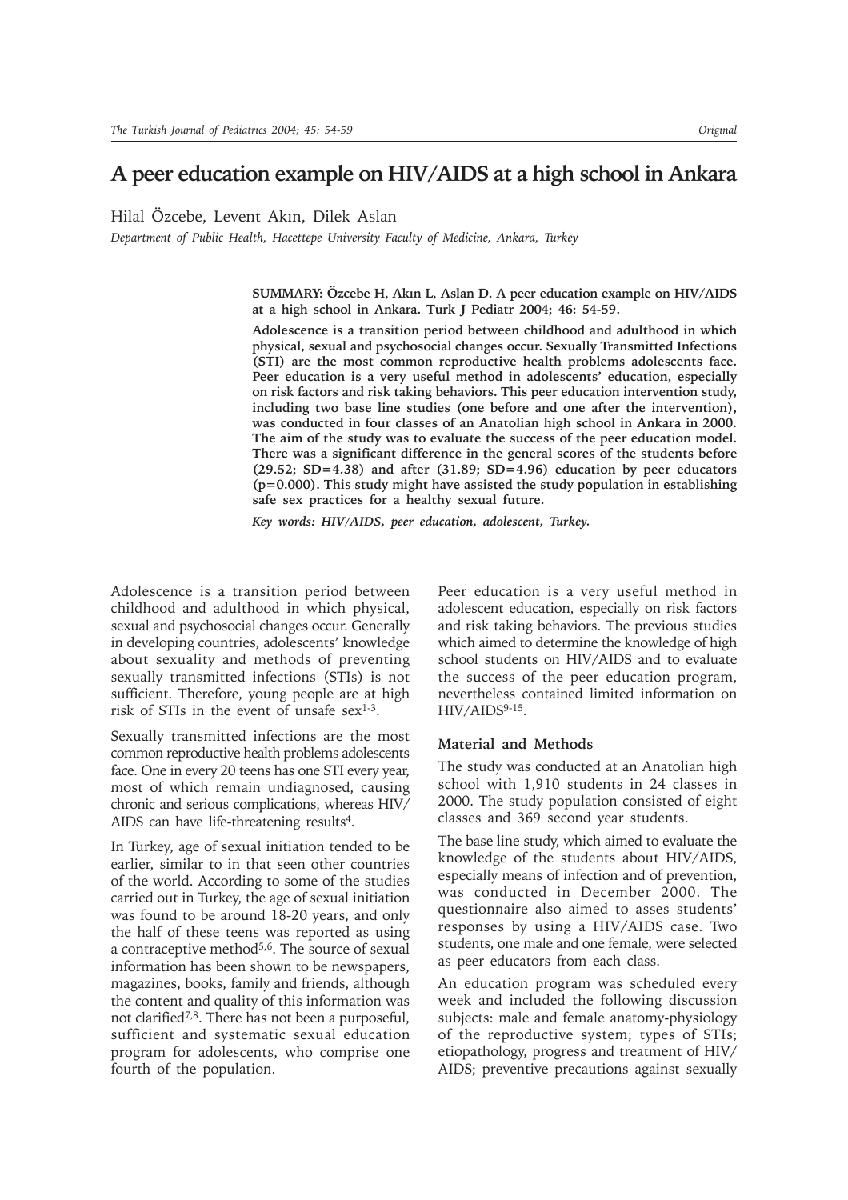# A peer education example on HIV/AIDS at a high school in Ankara

Hilal Özcebe, Levent Akın, Dilek Aslan

*Department of Public Health, Hacettepe University Faculty of Medicine, Ankara, Turkey*

**SUMMARY: Özcebe H, Akın L, Aslan D. A peer education example on HIV/AIDS at a high school in Ankara. Turk J Pediatr 2004; 46: 54-59.**

**Adolescence is a transition period between childhood and adulthood in which physical, sexual and psychosocial changes occur. Sexually Transmitted Infections (STI) are the most common reproductive health problems adolescents face. Peer education is a very useful method in adolescents' education, especially on risk factors and risk taking behaviors. This peer education intervention study, including two base line studies (one before and one after the intervention), was conducted in four classes of an Anatolian high school in Ankara in 2000. The aim of the study was to evaluate the success of the peer education model. There was a significant difference in the general scores of the students before (29.52; SD=4.38) and after (31.89; SD=4.96) education by peer educators (p=0.000). This study might have assisted the study population in establishing safe sex practices for a healthy sexual future.**

***Key words: HIV/AIDS, peer education, adolescent, Turkey.***

---

Adolescence is a transition period between childhood and adulthood in which physical, sexual and psychosocial changes occur. Generally in developing countries, adolescents' knowledge about sexuality and methods of preventing sexually transmitted infections (STIs) is not sufficient. Therefore, young people are at high risk of STIs in the event of unsafe sex[1-3].

Sexually transmitted infections are the most common reproductive health problems adolescents face. One in every 20 teens has one STI every year, most of which remain undiagnosed, causing chronic and serious complications, whereas HIV/AIDS can have life-threatening results[4].

In Turkey, age of sexual initiation tended to be earlier, similar to in that seen other countries of the world. According to some of the studies carried out in Turkey, the age of sexual initiation was found to be around 18-20 years, and only the half of these teens was reported as using a contraceptive method[5,6]. The source of sexual information has been shown to be newspapers, magazines, books, family and friends, although the content and quality of this information was not clarified[7,8]. There has not been a purposeful, sufficient and systematic sexual education program for adolescents, who comprise one fourth of the population.

Peer education is a very useful method in adolescent education, especially on risk factors and risk taking behaviors. The previous studies which aimed to determine the knowledge of high school students on HIV/AIDS and to evaluate the success of the peer education program, nevertheless contained limited information on HIV/AIDS[9-15].

## Material and Methods

The study was conducted at an Anatolian high school with 1,910 students in 24 classes in 2000. The study population consisted of eight classes and 369 second year students.

The base line study, which aimed to evaluate the knowledge of the students about HIV/AIDS, especially means of infection and of prevention, was conducted in December 2000. The questionnaire also aimed to asses students' responses by using a HIV/AIDS case. Two students, one male and one female, were selected as peer educators from each class.

An education program was scheduled every week and included the following discussion subjects: male and female anatomy-physiology of the reproductive system; types of STIs; etiopathology, progress and treatment of HIV/AIDS; preventive precautions against sexually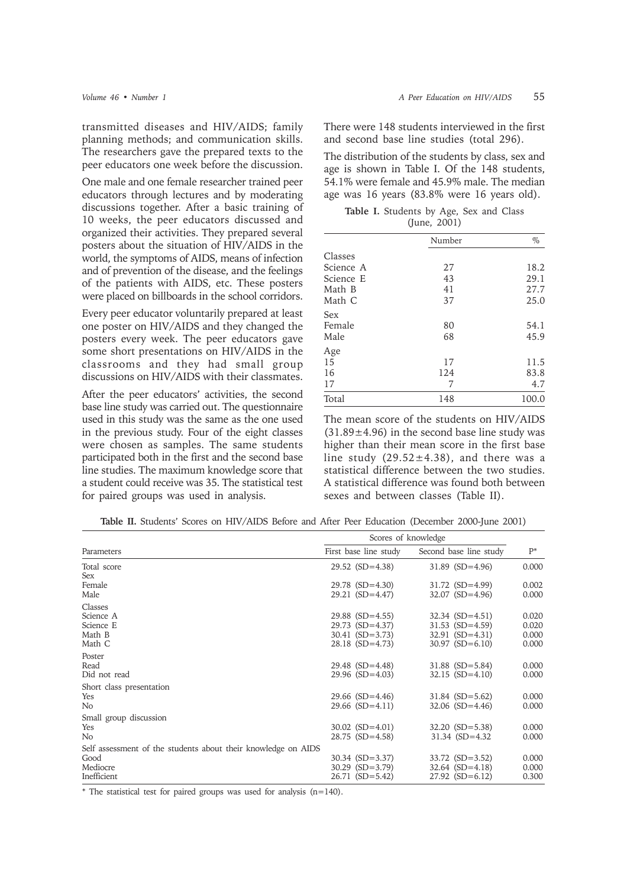transmitted diseases and HIV/AIDS; family planning methods; and communication skills. The researchers gave the prepared texts to the peer educators one week before the discussion.

One male and one female researcher trained peer educators through lectures and by moderating discussions together. After a basic training of 10 weeks, the peer educators discussed and organized their activities. They prepared several posters about the situation of HIV/AIDS in the world, the symptoms of AIDS, means of infection and of prevention of the disease, and the feelings of the patients with AIDS, etc. These posters were placed on billboards in the school corridors.

Every peer educator voluntarily prepared at least one poster on HIV/AIDS and they changed the posters every week. The peer educators gave some short presentations on HIV/AIDS in the classrooms and they had small group discussions on HIV/AIDS with their classmates.

After the peer educators' activities, the second base line study was carried out. The questionnaire used in this study was the same as the one used in the previous study. Four of the eight classes were chosen as samples. The same students participated both in the first and the second base line studies. The maximum knowledge score that a student could receive was 35. The statistical test for paired groups was used in analysis.

There were 148 students interviewed in the first and second base line studies (total 296).

The distribution of the students by class, sex and age is shown in Table I. Of the 148 students, 54.1% were female and 45.9% male. The median age was 16 years (83.8% were 16 years old).

**Table I.** Students by Age, Sex and Class (June, 2001)

| | Number | % |
|---|---|---|
| Classes | | |
| Science A | 27 | 18.2 |
| Science E | 43 | 29.1 |
| Math B | 41 | 27.7 |
| Math C | 37 | 25.0 |
| Sex | | |
| Female | 80 | 54.1 |
| Male | 68 | 45.9 |
| Age | | |
| 15 | 17 | 11.5 |
| 16 | 124 | 83.8 |
| 17 | 7 | 4.7 |
| Total | 148 | 100.0 |

The mean score of the students on HIV/AIDS (31.89±4.96) in the second base line study was higher than their mean score in the first base line study (29.52±4.38), and there was a statistical difference between the two studies. A statistical difference was found both between sexes and between classes (Table II).

**Table II.** Students' Scores on HIV/AIDS Before and After Peer Education (December 2000-June 2001)

| | Scores of knowledge | | |
|---|---|---|---|
| Parameters | First base line study | Second base line study | P* |
| Total score | 29.52 (SD=4.38) | 31.89 (SD=4.96) | 0.000 |
| Sex | | | |
| Female | 29.78 (SD=4.30) | 31.72 (SD=4.99) | 0.002 |
| Male | 29.21 (SD=4.47) | 32.07 (SD=4.96) | 0.000 |
| Classes | | | |
| Science A | 29.88 (SD=4.55) | 32.34 (SD=4.51) | 0.020 |
| Science E | 29.73 (SD=4.37) | 31.53 (SD=4.59) | 0.020 |
| Math B | 30.41 (SD=3.73) | 32.91 (SD=4.31) | 0.000 |
| Math C | 28.18 (SD=4.73) | 30.97 (SD=6.10) | 0.000 |
| Poster | | | |
| Read | 29.48 (SD=4.48) | 31.88 (SD=5.84) | 0.000 |
| Did not read | 29.96 (SD=4.03) | 32.15 (SD=4.10) | 0.000 |
| Short class presentation | | | |
| Yes | 29.66 (SD=4.46) | 31.84 (SD=5.62) | 0.000 |
| No | 29.66 (SD=4.11) | 32.06 (SD=4.46) | 0.000 |
| Small group discussion | | | |
| Yes | 30.02 (SD=4.01) | 32.20 (SD=5.38) | 0.000 |
| No | 28.75 (SD=4.58) | 31.34 (SD=4.32 | 0.000 |
| Self assessment of the students about their knowledge on AIDS | | | |
| Good | 30.34 (SD=3.37) | 33.72 (SD=3.52) | 0.000 |
| Mediocre | 30.29 (SD=3.79) | 32.64 (SD=4.18) | 0.000 |
| Inefficient | 26.71 (SD=5.42) | 27.92 (SD=6.12) | 0.300 |

\* The statistical test for paired groups was used for analysis (n=140).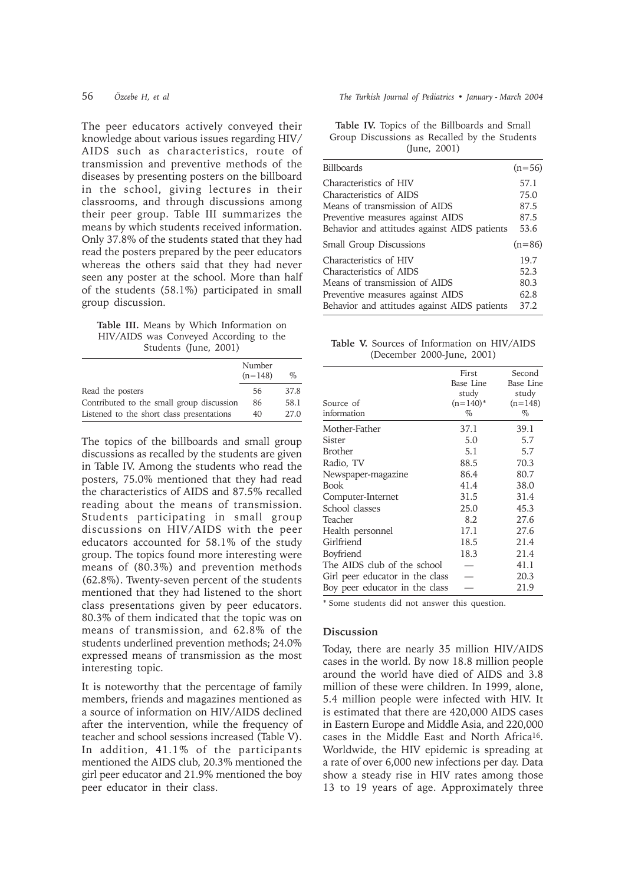The peer educators actively conveyed their knowledge about various issues regarding HIV/AIDS such as characteristics, route of transmission and preventive methods of the diseases by presenting posters on the billboard in the school, giving lectures in their classrooms, and through discussions among their peer group. Table III summarizes the means by which students received information. Only 37.8% of the students stated that they had read the posters prepared by the peer educators whereas the others said that they had never seen any poster at the school. More than half of the students (58.1%) participated in small group discussion.

**Table III.** Means by Which Information on HIV/AIDS was Conveyed According to the Students (June, 2001)

| | Number (n=148) | % |
|---|---|---|
| Read the posters | 56 | 37.8 |
| Contributed to the small group discussion | 86 | 58.1 |
| Listened to the short class presentations | 40 | 27.0 |

The topics of the billboards and small group discussions as recalled by the students are given in Table IV. Among the students who read the posters, 75.0% mentioned that they had read the characteristics of AIDS and 87.5% recalled reading about the means of transmission. Students participating in small group discussions on HIV/AIDS with the peer educators accounted for 58.1% of the study group. The topics found more interesting were means of (80.3%) and prevention methods (62.8%). Twenty-seven percent of the students mentioned that they had listened to the short class presentations given by peer educators. 80.3% of them indicated that the topic was on means of transmission, and 62.8% of the students underlined prevention methods; 24.0% expressed means of transmission as the most interesting topic.

It is noteworthy that the percentage of family members, friends and magazines mentioned as a source of information on HIV/AIDS declined after the intervention, while the frequency of teacher and school sessions increased (Table V). In addition, 41.1% of the participants mentioned the AIDS club, 20.3% mentioned the girl peer educator and 21.9% mentioned the boy peer educator in their class.

**Table IV.** Topics of the Billboards and Small Group Discussions as Recalled by the Students (June, 2001)

| Billboards | (n=56) |
|---|---|
| Characteristics of HIV | 57.1 |
| Characteristics of AIDS | 75.0 |
| Means of transmission of AIDS | 87.5 |
| Preventive measures against AIDS | 87.5 |
| Behavior and attitudes against AIDS patients | 53.6 |
| **Small Group Discussions** | **(n=86)** |
| Characteristics of HIV | 19.7 |
| Characteristics of AIDS | 52.3 |
| Means of transmission of AIDS | 80.3 |
| Preventive measures against AIDS | 62.8 |
| Behavior and attitudes against AIDS patients | 37.2 |

**Table V.** Sources of Information on HIV/AIDS (December 2000-June, 2001)

| Source of information | First Base Line study (n=140)* % | Second Base Line study (n=148) % |
|---|---|---|
| Mother-Father | 37.1 | 39.1 |
| Sister | 5.0 | 5.7 |
| Brother | 5.1 | 5.7 |
| Radio, TV | 88.5 | 70.3 |
| Newspaper-magazine | 86.4 | 80.7 |
| Book | 41.4 | 38.0 |
| Computer-Internet | 31.5 | 31.4 |
| School classes | 25.0 | 45.3 |
| Teacher | 8.2 | 27.6 |
| Health personnel | 17.1 | 27.6 |
| Girlfriend | 18.5 | 21.4 |
| Boyfriend | 18.3 | 21.4 |
| The AIDS club of the school | — | 41.1 |
| Girl peer educator in the class | — | 20.3 |
| Boy peer educator in the class | — | 21.9 |

\* Some students did not answer this question.

## Discussion

Today, there are nearly 35 million HIV/AIDS cases in the world. By now 18.8 million people around the world have died of AIDS and 3.8 million of these were children. In 1999, alone, 5.4 million people were infected with HIV. It is estimated that there are 420,000 AIDS cases in Eastern Europe and Middle Asia, and 220,000 cases in the Middle East and North Africa[16]. Worldwide, the HIV epidemic is spreading at a rate of over 6,000 new infections per day. Data show a steady rise in HIV rates among those 13 to 19 years of age. Approximately three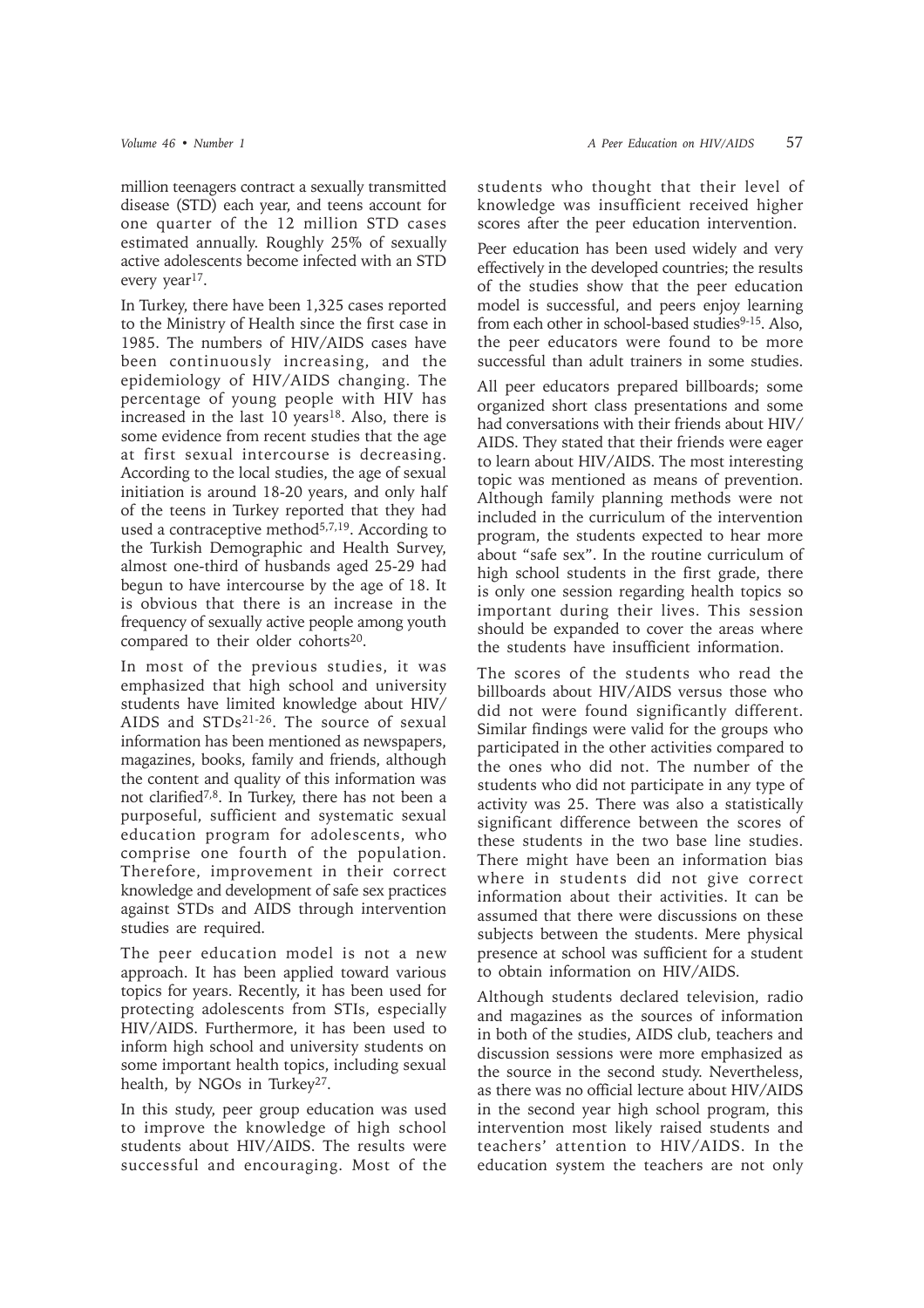million teenagers contract a sexually transmitted disease (STD) each year, and teens account for one quarter of the 12 million STD cases estimated annually. Roughly 25% of sexually active adolescents become infected with an STD every year[17].

In Turkey, there have been 1,325 cases reported to the Ministry of Health since the first case in 1985. The numbers of HIV/AIDS cases have been continuously increasing, and the epidemiology of HIV/AIDS changing. The percentage of young people with HIV has increased in the last 10 years[18]. Also, there is some evidence from recent studies that the age at first sexual intercourse is decreasing. According to the local studies, the age of sexual initiation is around 18-20 years, and only half of the teens in Turkey reported that they had used a contraceptive method[5,7,19]. According to the Turkish Demographic and Health Survey, almost one-third of husbands aged 25-29 had begun to have intercourse by the age of 18. It is obvious that there is an increase in the frequency of sexually active people among youth compared to their older cohorts[20].

In most of the previous studies, it was emphasized that high school and university students have limited knowledge about HIV/AIDS and STDs[21-26]. The source of sexual information has been mentioned as newspapers, magazines, books, family and friends, although the content and quality of this information was not clarified[7,8]. In Turkey, there has not been a purposeful, sufficient and systematic sexual education program for adolescents, who comprise one fourth of the population. Therefore, improvement in their correct knowledge and development of safe sex practices against STDs and AIDS through intervention studies are required.

The peer education model is not a new approach. It has been applied toward various topics for years. Recently, it has been used for protecting adolescents from STIs, especially HIV/AIDS. Furthermore, it has been used to inform high school and university students on some important health topics, including sexual health, by NGOs in Turkey[27].

In this study, peer group education was used to improve the knowledge of high school students about HIV/AIDS. The results were successful and encouraging. Most of the students who thought that their level of knowledge was insufficient received higher scores after the peer education intervention.

Peer education has been used widely and very effectively in the developed countries; the results of the studies show that the peer education model is successful, and peers enjoy learning from each other in school-based studies[9-15]. Also, the peer educators were found to be more successful than adult trainers in some studies.

All peer educators prepared billboards; some organized short class presentations and some had conversations with their friends about HIV/AIDS. They stated that their friends were eager to learn about HIV/AIDS. The most interesting topic was mentioned as means of prevention. Although family planning methods were not included in the curriculum of the intervention program, the students expected to hear more about "safe sex". In the routine curriculum of high school students in the first grade, there is only one session regarding health topics so important during their lives. This session should be expanded to cover the areas where the students have insufficient information.

The scores of the students who read the billboards about HIV/AIDS versus those who did not were found significantly different. Similar findings were valid for the groups who participated in the other activities compared to the ones who did not. The number of the students who did not participate in any type of activity was 25. There was also a statistically significant difference between the scores of these students in the two base line studies. There might have been an information bias where in students did not give correct information about their activities. It can be assumed that there were discussions on these subjects between the students. Mere physical presence at school was sufficient for a student to obtain information on HIV/AIDS.

Although students declared television, radio and magazines as the sources of information in both of the studies, AIDS club, teachers and discussion sessions were more emphasized as the source in the second study. Nevertheless, as there was no official lecture about HIV/AIDS in the second year high school program, this intervention most likely raised students and teachers' attention to HIV/AIDS. In the education system the teachers are not only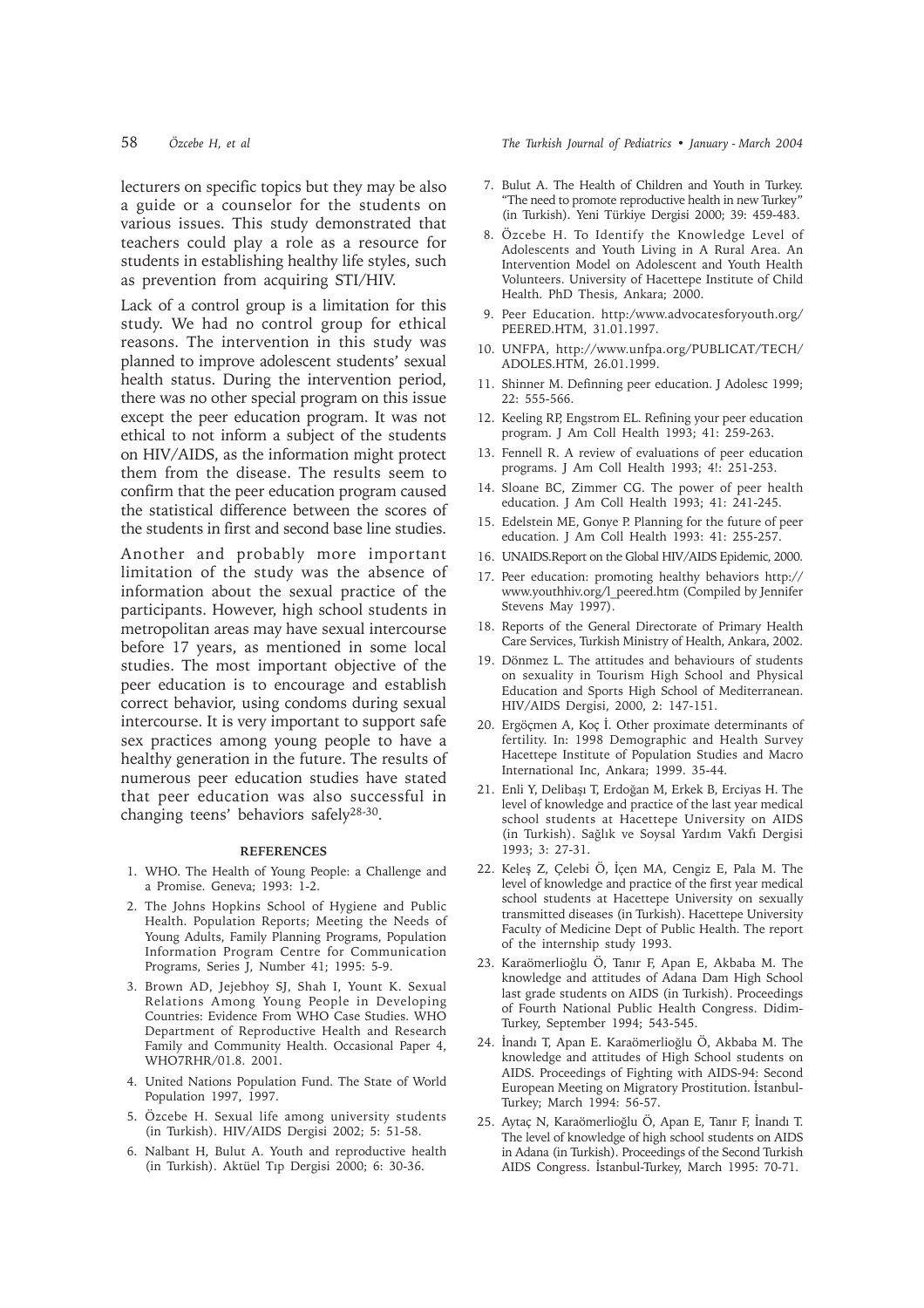lecturers on specific topics but they may be also a guide or a counselor for the students on various issues. This study demonstrated that teachers could play a role as a resource for students in establishing healthy life styles, such as prevention from acquiring STI/HIV.

Lack of a control group is a limitation for this study. We had no control group for ethical reasons. The intervention in this study was planned to improve adolescent students' sexual health status. During the intervention period, there was no other special program on this issue except the peer education program. It was not ethical to not inform a subject of the students on HIV/AIDS, as the information might protect them from the disease. The results seem to confirm that the peer education program caused the statistical difference between the scores of the students in first and second base line studies.

Another and probably more important limitation of the study was the absence of information about the sexual practice of the participants. However, high school students in metropolitan areas may have sexual intercourse before 17 years, as mentioned in some local studies. The most important objective of the peer education is to encourage and establish correct behavior, using condoms during sexual intercourse. It is very important to support safe sex practices among young people to have a healthy generation in the future. The results of numerous peer education studies have stated that peer education was also successful in changing teens' behaviors safely[28-30].

#### REFERENCES

1. WHO. The Health of Young People: a Challenge and a Promise. Geneva; 1993: 1-2.
2. The Johns Hopkins School of Hygiene and Public Health. Population Reports; Meeting the Needs of Young Adults, Family Planning Programs, Population Information Program Centre for Communication Programs, Series J, Number 41; 1995: 5-9.
3. Brown AD, Jejebhoy SJ, Shah I, Yount K. Sexual Relations Among Young People in Developing Countries: Evidence From WHO Case Studies. WHO Department of Reproductive Health and Research Family and Community Health. Occasional Paper 4, WHO7RHR/01.8. 2001.
4. United Nations Population Fund. The State of World Population 1997, 1997.
5. Özcebe H. Sexual life among university students (in Turkish). HIV/AIDS Dergisi 2002; 5: 51-58.
6. Nalbant H, Bulut A. Youth and reproductive health (in Turkish). Aktüel Tıp Dergisi 2000; 6: 30-36.
7. Bulut A. The Health of Children and Youth in Turkey. "The need to promote reproductive health in new Turkey" (in Turkish). Yeni Türkiye Dergisi 2000; 39: 459-483.
8. Özcebe H. To Identify the Knowledge Level of Adolescents and Youth Living in A Rural Area. An Intervention Model on Adolescent and Youth Health Volunteers. University of Hacettepe Institute of Child Health. PhD Thesis, Ankara; 2000.
9. Peer Education. http:/www.advocatesforyouth.org/PEERED.HTM, 31.01.1997.
10. UNFPA, http://www.unfpa.org/PUBLICAT/TECH/ADOLES.HTM, 26.01.1999.
11. Shinner M. Definning peer education. J Adolesc 1999; 22: 555-566.
12. Keeling RP, Engstrom EL. Refining your peer education program. J Am Coll Health 1993; 41: 259-263.
13. Fennell R. A review of evaluations of peer education programs. J Am Coll Health 1993; 4!: 251-253.
14. Sloane BC, Zimmer CG. The power of peer health education. J Am Coll Health 1993; 41: 241-245.
15. Edelstein ME, Gonye P. Planning for the future of peer education. J Am Coll Health 1993: 41: 255-257.
16. UNAIDS.Report on the Global HIV/AIDS Epidemic, 2000.
17. Peer education: promoting healthy behaviors http://www.youthhiv.org/l_peered.htm (Compiled by Jennifer Stevens May 1997).
18. Reports of the General Directorate of Primary Health Care Services, Turkish Ministry of Health, Ankara, 2002.
19. Dönmez L. The attitudes and behaviours of students on sexuality in Tourism High School and Physical Education and Sports High School of Mediterranean. HIV/AIDS Dergisi, 2000, 2: 147-151.
20. Ergöçmen A, Koç İ. Other proximate determinants of fertility. In: 1998 Demographic and Health Survey Hacettepe Institute of Population Studies and Macro International Inc, Ankara; 1999. 35-44.
21. Enli Y, Delibaşı T, Erdoğan M, Erkek B, Erciyas H. The level of knowledge and practice of the last year medical school students at Hacettepe University on AIDS (in Turkish). Sağlık ve Soysal Yardım Vakfı Dergisi 1993; 3: 27-31.
22. Keleş Z, Çelebi Ö, İçen MA, Cengiz E, Pala M. The level of knowledge and practice of the first year medical school students at Hacettepe University on sexually transmitted diseases (in Turkish). Hacettepe University Faculty of Medicine Dept of Public Health. The report of the internship study 1993.
23. Karaömerlioğlu Ö, Tanır F, Apan E, Akbaba M. The knowledge and attitudes of Adana Dam High School last grade students on AIDS (in Turkish). Proceedings of Fourth National Public Health Congress. Didim-Turkey, September 1994; 543-545.
24. İnandı T, Apan E. Karaömerlioğlu Ö, Akbaba M. The knowledge and attitudes of High School students on AIDS. Proceedings of Fighting with AIDS-94: Second European Meeting on Migratory Prostitution. İstanbul-Turkey; March 1994: 56-57.
25. Aytaç N, Karaömerlioğlu Ö, Apan E, Tanır F, İnandı T. The level of knowledge of high school students on AIDS in Adana (in Turkish). Proceedings of the Second Turkish AIDS Congress. İstanbul-Turkey, March 1995: 70-71.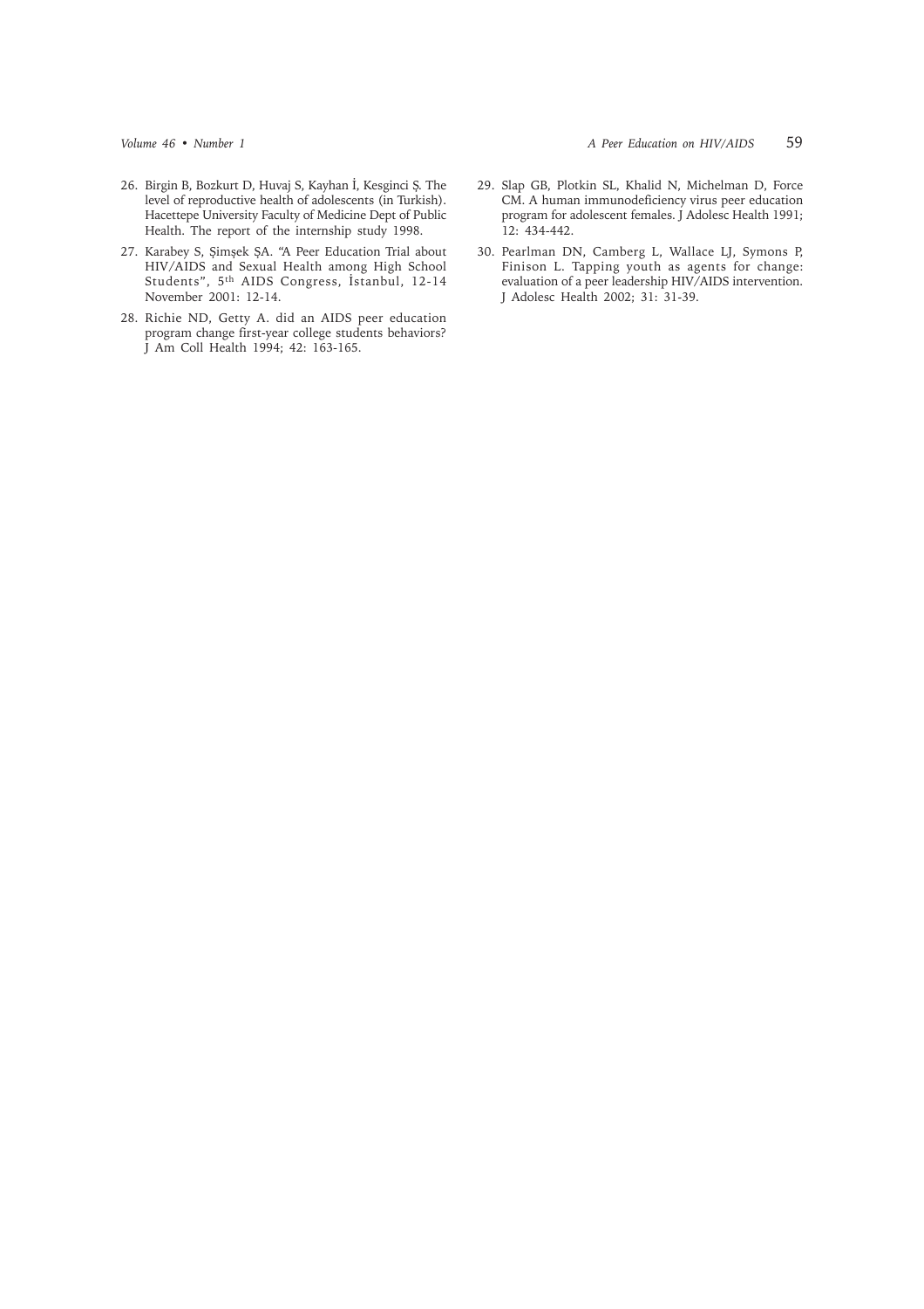26. Birgin B, Bozkurt D, Huvaj S, Kayhan İ, Kesginci Ş. The level of reproductive health of adolescents (in Turkish). Hacettepe University Faculty of Medicine Dept of Public Health. The report of the internship study 1998.
27. Karabey S, Şimşek ŞA. "A Peer Education Trial about HIV/AIDS and Sexual Health among High School Students", 5th AIDS Congress, İstanbul, 12-14 November 2001: 12-14.
28. Richie ND, Getty A. did an AIDS peer education program change first-year college students behaviors? J Am Coll Health 1994; 42: 163-165.
29. Slap GB, Plotkin SL, Khalid N, Michelman D, Force CM. A human immunodeficiency virus peer education program for adolescent females. J Adolesc Health 1991; 12: 434-442.
30. Pearlman DN, Camberg L, Wallace LJ, Symons P, Finison L. Tapping youth as agents for change: evaluation of a peer leadership HIV/AIDS intervention. J Adolesc Health 2002; 31: 31-39.